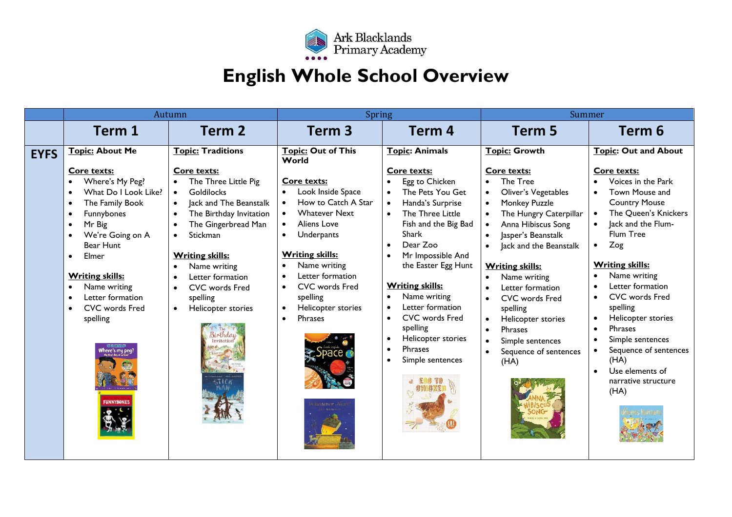Ark Blacklands Primary Academy

# English Whole School Overview

| | Autumn | | Spring | | Summer | |
|---|---|---|---|---|---|---|
| | **Term 1** | **Term 2** | **Term 3** | **Term 4** | **Term 5** | **Term 6** |
| **EYFS** | **Topic: About Me**<br><br>**Core texts:**<br>• Where's My Peg?<br>• What Do I Look Like?<br>• The Family Book<br>• Funnybones<br>• Mr Big<br>• We're Going on A Bear Hunt<br>• Elmer<br><br>**Writing skills:**<br>• Name writing<br>• Letter formation<br>• CVC words Fred spelling | **Topic: Traditions**<br><br>**Core texts:**<br>• The Three Little Pig<br>• Goldilocks<br>• Jack and The Beanstalk<br>• The Birthday Invitation<br>• The Gingerbread Man<br>• Stickman<br><br>**Writing skills:**<br>• Name writing<br>• Letter formation<br>• CVC words Fred spelling<br>• Helicopter stories | **Topic: Out of This World**<br><br>**Core texts:**<br>• Look Inside Space<br>• How to Catch A Star<br>• Whatever Next<br>• Aliens Love<br>• Underpants<br><br>**Writing skills:**<br>• Name writing<br>• Letter formation<br>• CVC words Fred spelling<br>• Helicopter stories<br>• Phrases | **Topic: Animals**<br><br>**Core texts:**<br>• Egg to Chicken<br>• The Pets You Get<br>• Handa's Surprise<br>• The Three Little Fish and the Big Bad Shark<br>• Dear Zoo<br>• Mr Impossible And the Easter Egg Hunt<br><br>**Writing skills:**<br>• Name writing<br>• Letter formation<br>• CVC words Fred spelling<br>• Helicopter stories<br>• Phrases<br>• Simple sentences | **Topic: Growth**<br><br>**Core texts:**<br>• The Tree<br>• Oliver's Vegetables<br>• Monkey Puzzle<br>• The Hungry Caterpillar<br>• Anna Hibiscus Song<br>• Jasper's Beanstalk<br>• Jack and the Beanstalk<br><br>**Writing skills:**<br>• Name writing<br>• Letter formation<br>• CVC words Fred spelling<br>• Helicopter stories<br>• Phrases<br>• Simple sentences<br>• Sequence of sentences (HA) | **Topic: Out and About**<br><br>**Core texts:**<br>• Voices in the Park<br>• Town Mouse and Country Mouse<br>• The Queen's Knickers<br>• Jack and the Flum-Flum Tree<br>• Zog<br><br>**Writing skills:**<br>• Name writing<br>• Letter formation<br>• CVC words Fred spelling<br>• Helicopter stories<br>• Phrases<br>• Simple sentences<br>• Sequence of sentences (HA)<br>• Use elements of narrative structure (HA) |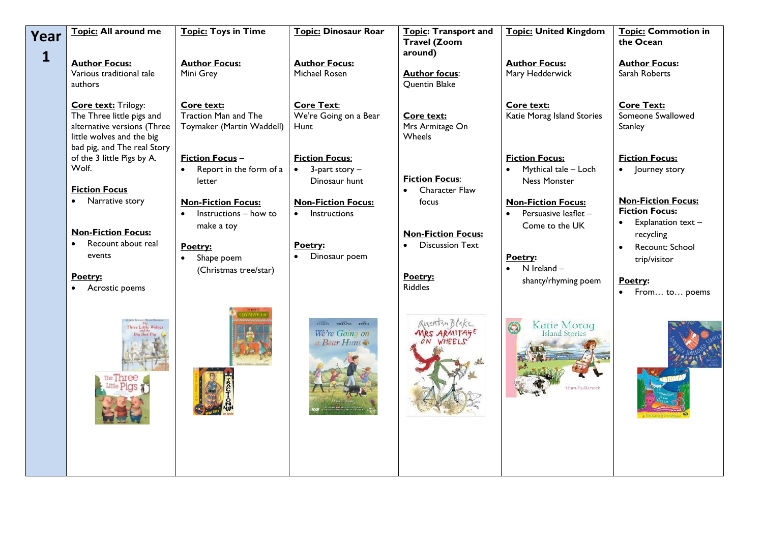| Year 1 | Topic: All around me | Topic: Toys in Time | Topic: Dinosaur Roar | Topic: Transport and Travel (Zoom around) | Topic: United Kingdom | Topic: Commotion in the Ocean |
|---|---|---|---|---|---|---|
| | **Author Focus:** Various traditional tale authors | **Author Focus:** Mini Grey | **Author Focus:** Michael Rosen | **Author focus:** Quentin Blake | **Author Focus:** Mary Hedderwick | **Author Focus:** Sarah Roberts |
| | **Core text:** Trilogy: The Three little pigs and alternative versions (Three little wolves and the big bad pig, and The real Story of the 3 little Pigs by A. Wolf. | **Core text:** Traction Man and The Toymaker (Martin Waddell) | **Core Text:** We're Going on a Bear Hunt | **Core text:** Mrs Armitage On Wheels | **Core text:** Katie Morag Island Stories | **Core Text:** Someone Swallowed Stanley |
| | **Fiction Focus** <br> • Narrative story | **Fiction Focus** – <br> • Report in the form of a letter | **Fiction Focus:** <br> • 3-part story – Dinosaur hunt | **Fiction Focus:** <br> • Character Flaw focus | **Fiction Focus:** <br> • Mythical tale – Loch Ness Monster | **Fiction Focus:** <br> • Journey story |
| | **Non-Fiction Focus:** <br> • Recount about real events | **Non-Fiction Focus:** <br> • Instructions – how to make a toy | **Non-Fiction Focus:** <br> • Instructions | **Non-Fiction Focus:** <br> • Discussion Text | **Non-Fiction Focus:** <br> • Persuasive leaflet – Come to the UK | **Non-Fiction Focus:** **Fiction Focus:** <br> • Explanation text – recycling <br> • Recount: School trip/visitor |
| | **Poetry:** <br> • Acrostic poems | **Poetry:** <br> • Shape poem (Christmas tree/star) | **Poetry:** <br> • Dinosaur poem | **Poetry:** Riddles | **Poetry:** <br> • N Ireland – shanty/rhyming poem | **Poetry:** <br> • From… to… poems |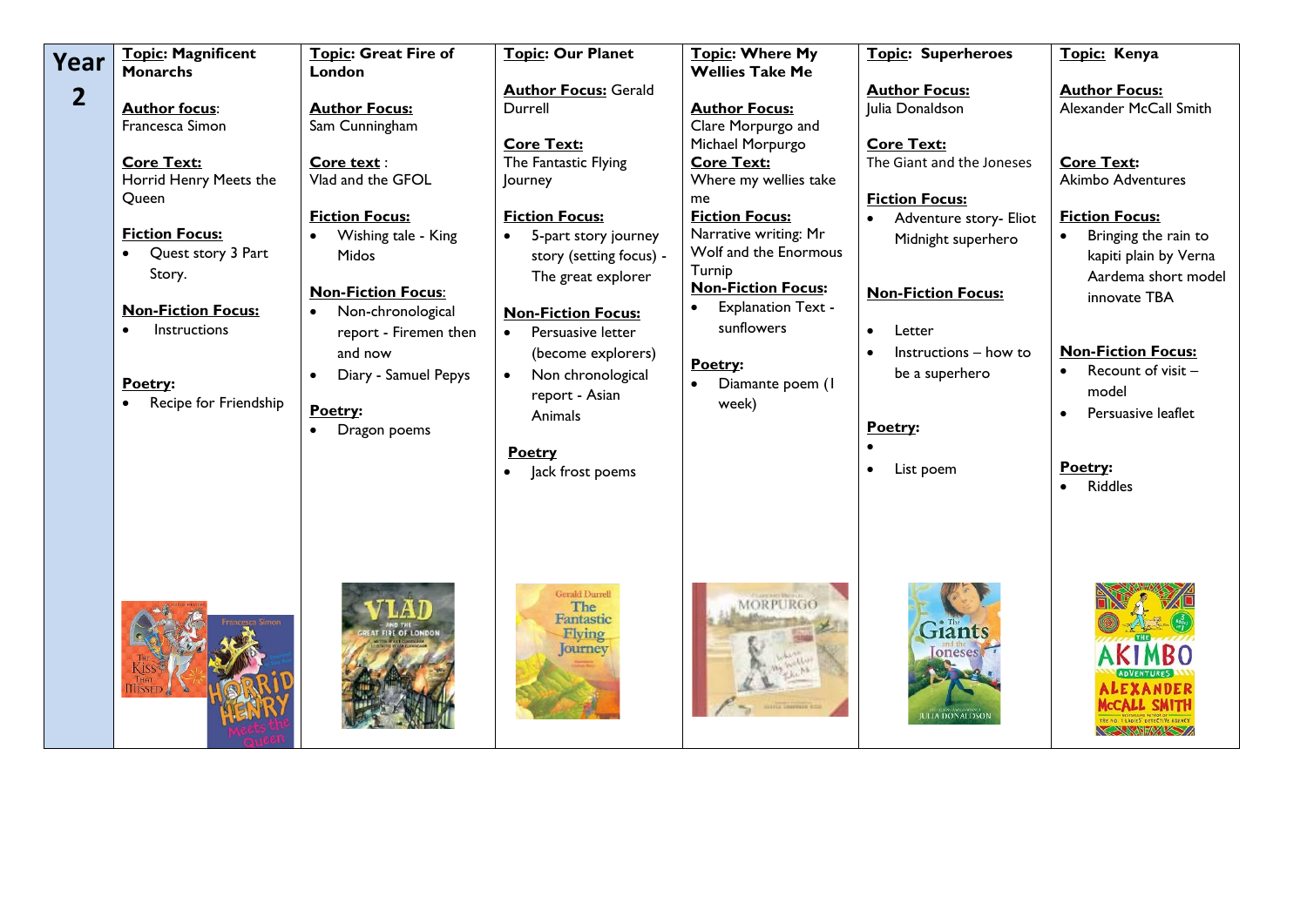| Year 2 | Topic: Magnificent Monarchs | Topic: Great Fire of London | Topic: Our Planet | Topic: Where My Wellies Take Me | Topic: Superheroes | Topic: Kenya |
|---|---|---|---|---|---|---|
| | **Author focus**: Francesca Simon<br><br>**Core Text:** Horrid Henry Meets the Queen<br><br>**Fiction Focus:**<br>• Quest story 3 Part Story.<br><br>**Non-Fiction Focus:**<br>• Instructions<br><br>**Poetry:**<br>• Recipe for Friendship | **Author Focus:** Sam Cunningham<br><br>**Core text** : Vlad and the GFOL<br><br>**Fiction Focus:**<br>• Wishing tale - King Midos<br><br>**Non-Fiction Focus**:<br>• Non-chronological report - Firemen then and now<br>• Diary - Samuel Pepys<br><br>**Poetry:**<br>• Dragon poems | **Author Focus:** Gerald Durrell<br><br>**Core Text:** The Fantastic Flying Journey<br><br>**Fiction Focus:**<br>• 5-part story journey story (setting focus) - The great explorer<br><br>**Non-Fiction Focus:**<br>• Persuasive letter (become explorers)<br>• Non chronological report - Asian Animals<br><br>**Poetry**<br>• Jack frost poems | **Author Focus:** Clare Morpurgo and Michael Morpurgo<br>**Core Text:** Where my wellies take me<br>**Fiction Focus:** Narrative writing: Mr Wolf and the Enormous Turnip<br>**Non-Fiction Focus:**<br>• Explanation Text - sunflowers<br><br>**Poetry:**<br>• Diamante poem (1 week) | **Author Focus:** Julia Donaldson<br><br>**Core Text:** The Giant and the Joneses<br><br>**Fiction Focus:**<br>• Adventure story- Eliot Midnight superhero<br><br>**Non-Fiction Focus:**<br>• Letter<br>• Instructions – how to be a superhero<br><br>**Poetry:**<br>•<br>• List poem | **Author Focus:** Alexander McCall Smith<br><br>**Core Text:** Akimbo Adventures<br><br>**Fiction Focus:**<br>• Bringing the rain to kapiti plain by Verna Aardema short model innovate TBA<br><br>**Non-Fiction Focus:**<br>• Recount of visit – model<br>• Persuasive leaflet<br><br>**Poetry:**<br>• Riddles |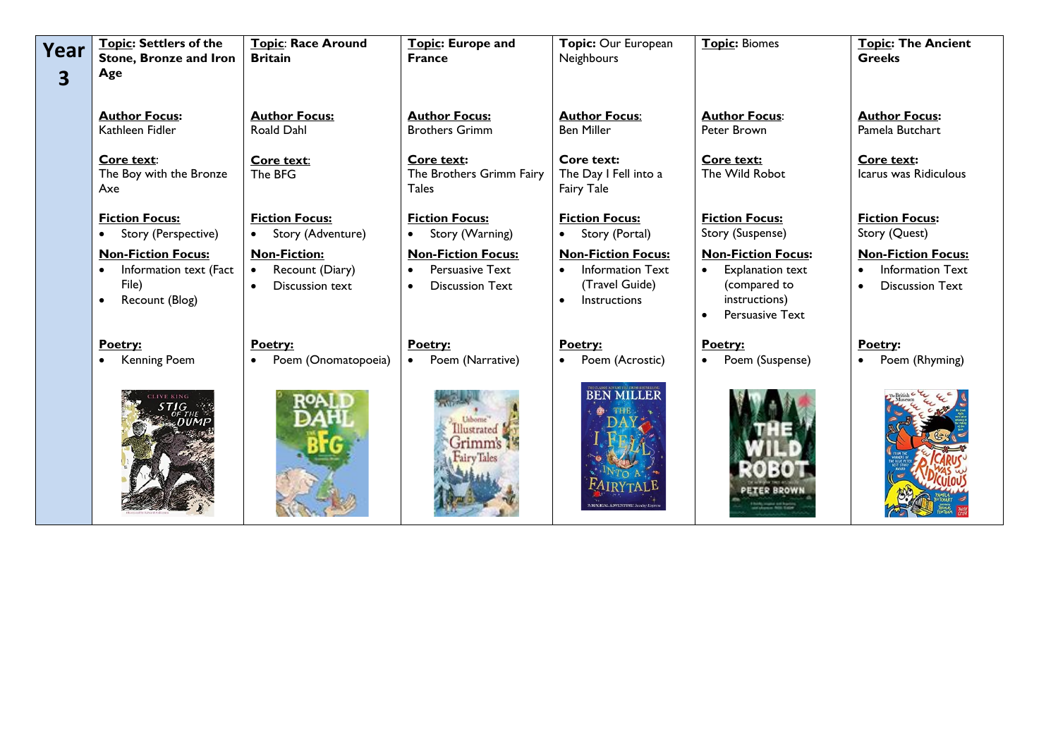| Year 3 | Topic: Settlers of the Stone, Bronze and Iron Age | Topic: Race Around Britain | Topic: Europe and France | Topic: Our European Neighbours | Topic: Biomes | Topic: The Ancient Greeks |
|---|---|---|---|---|---|---|
| | **Author Focus:** Kathleen Fidler<br><br>**Core text:** The Boy with the Bronze Axe<br><br>**Fiction Focus:**<br>• Story (Perspective)<br>**Non-Fiction Focus:**<br>• Information text (Fact File)<br>• Recount (Blog)<br><br>**Poetry:**<br>• Kenning Poem | **Author Focus:** Roald Dahl<br><br>**Core text:** The BFG<br><br>**Fiction Focus:**<br>• Story (Adventure)<br>**Non-Fiction:**<br>• Recount (Diary)<br>• Discussion text<br><br>**Poetry:**<br>• Poem (Onomatopoeia) | **Author Focus:** Brothers Grimm<br><br>**Core text:** The Brothers Grimm Fairy Tales<br><br>**Fiction Focus:**<br>• Story (Warning)<br>**Non-Fiction Focus:**<br>• Persuasive Text<br>• Discussion Text<br><br>**Poetry:**<br>• Poem (Narrative) | **Author Focus:** Ben Miller<br><br>**Core text:** The Day I Fell into a Fairy Tale<br><br>**Fiction Focus:**<br>• Story (Portal)<br>**Non-Fiction Focus:**<br>• Information Text (Travel Guide)<br>• Instructions<br><br>**Poetry:**<br>• Poem (Acrostic) | **Author Focus:** Peter Brown<br><br>**Core text:** The Wild Robot<br><br>**Fiction Focus:**<br>Story (Suspense)<br>**Non-Fiction Focus:**<br>• Explanation text (compared to instructions)<br>• Persuasive Text<br><br>**Poetry:**<br>• Poem (Suspense) | **Author Focus:** Pamela Butchart<br><br>**Core text:** Icarus was Ridiculous<br><br>**Fiction Focus:**<br>Story (Quest)<br>**Non-Fiction Focus:**<br>• Information Text<br>• Discussion Text<br><br>**Poetry:**<br>• Poem (Rhyming) |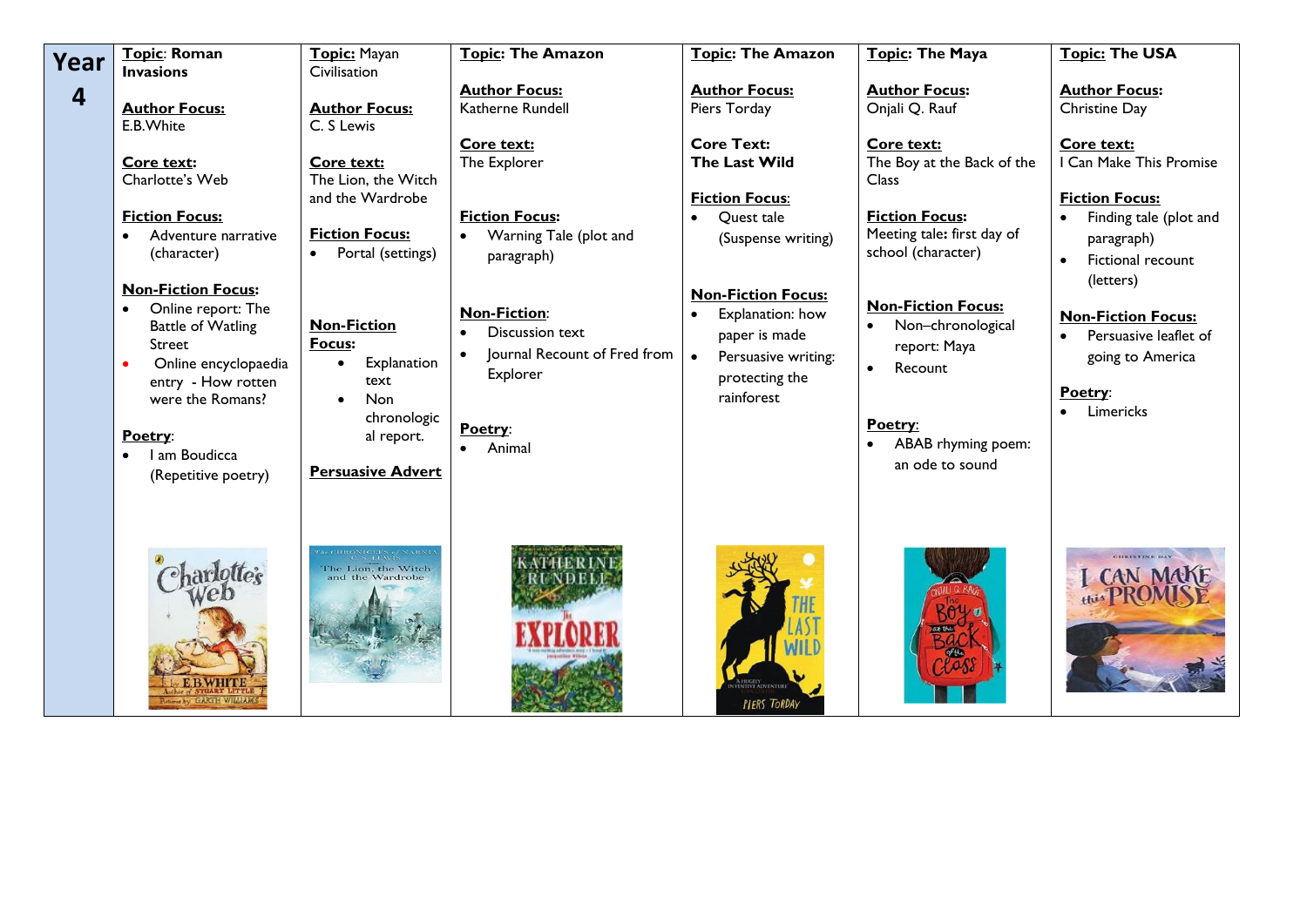| Year 4 | Topic: Roman Invasions | Topic: Mayan Civilisation | Topic: The Amazon | Topic: The Amazon | Topic: The Maya | Topic: The USA |
|---|---|---|---|---|---|---|
| | **Author Focus:** E.B.White<br><br>**Core text:** Charlotte's Web<br><br>**Fiction Focus:**<br>• Adventure narrative (character)<br><br>**Non-Fiction Focus:**<br>• Online report: The Battle of Watling Street<br>• Online encyclopaedia entry - How rotten were the Romans?<br><br>**Poetry:**<br>• I am Boudicca (Repetitive poetry) | **Author Focus:** C. S Lewis<br><br>**Core text:** The Lion, the Witch and the Wardrobe<br><br>**Fiction Focus:**<br>• Portal (settings)<br><br>**Non-Fiction Focus:**<br>• Explanation text<br>• Non chronological report.<br><br>**Persuasive Advert** | **Author Focus:** Katherne Rundell<br><br>**Core text:** The Explorer<br><br>**Fiction Focus:**<br>• Warning Tale (plot and paragraph)<br><br>**Non-Fiction:**<br>• Discussion text<br>• Journal Recount of Fred from Explorer<br><br>**Poetry:**<br>• Animal | **Author Focus:** Piers Torday<br><br>**Core Text:** **The Last Wild**<br><br>**Fiction Focus:**<br>• Quest tale (Suspense writing)<br><br>**Non-Fiction Focus:**<br>• Explanation: how paper is made<br>• Persuasive writing: protecting the rainforest | **Author Focus:** Onjali Q. Rauf<br><br>**Core text:** The Boy at the Back of the Class<br><br>**Fiction Focus:** Meeting tale: first day of school (character)<br><br>**Non-Fiction Focus:**<br>• Non–chronological report: Maya<br>• Recount<br><br>**Poetry:**<br>• ABAB rhyming poem: an ode to sound | **Author Focus:** Christine Day<br><br>**Core text:** I Can Make This Promise<br><br>**Fiction Focus:**<br>• Finding tale (plot and paragraph)<br>• Fictional recount (letters)<br><br>**Non-Fiction Focus:**<br>• Persuasive leaflet of going to America<br><br>**Poetry:**<br>• Limericks |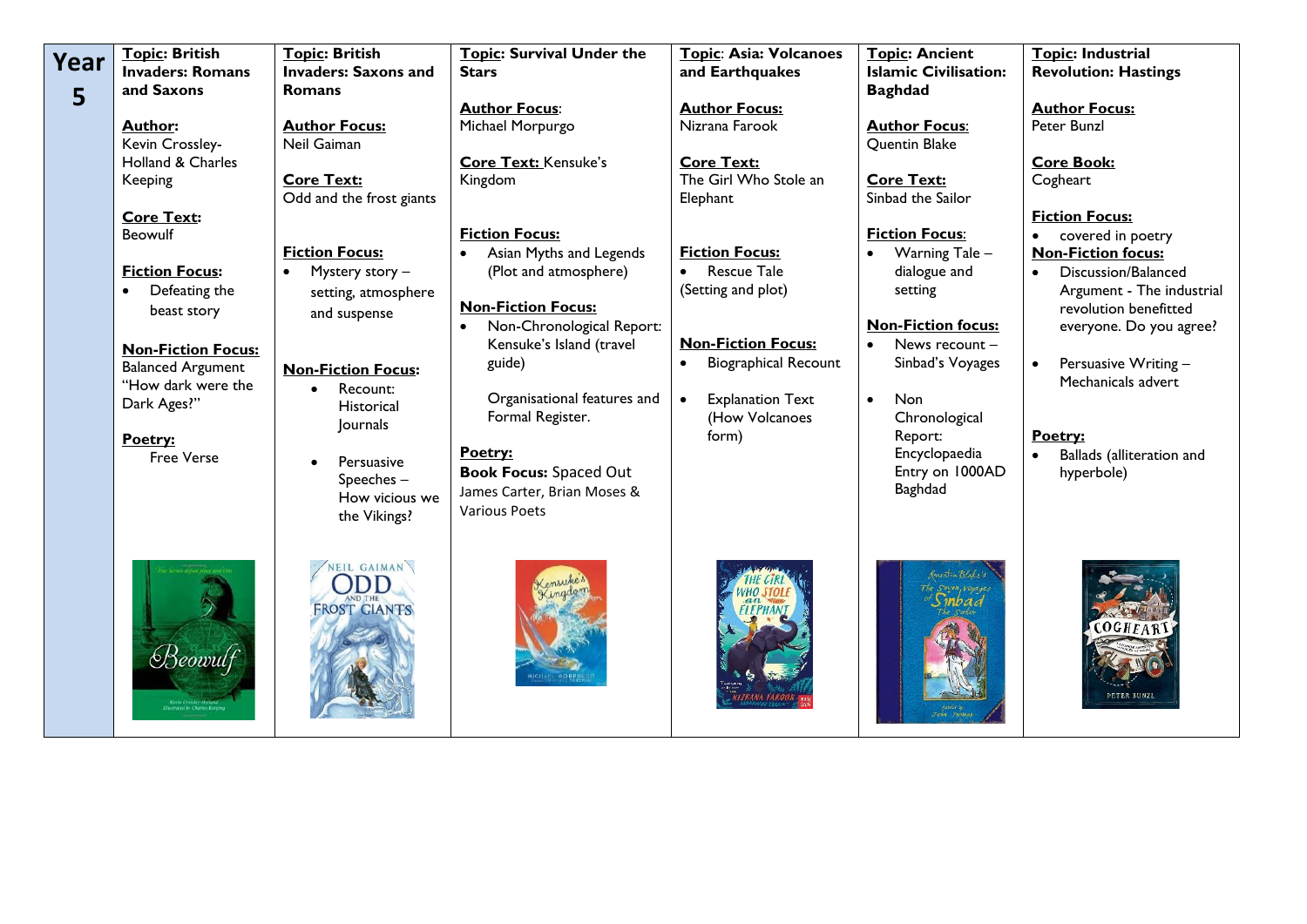| Year 5 | **Topic**: British Invaders: Romans and Saxons | **Topic**: British Invaders: Saxons and Romans | **Topic**: Survival Under the Stars | **Topic**: Asia: Volcanoes and Earthquakes | **Topic**: Ancient Islamic Civilisation: Baghdad | **Topic**: Industrial Revolution: Hastings |
|---|---|---|---|---|---|---|
| | **Author:** Kevin Crossley-Holland & Charles Keeping<br><br>**Core Text:** Beowulf<br><br>**Fiction Focus:**<br>• Defeating the beast story<br><br>**Non-Fiction Focus:** Balanced Argument "How dark were the Dark Ages?"<br><br>**Poetry:** Free Verse | **Author Focus:** Neil Gaiman<br><br>**Core Text:** Odd and the frost giants<br><br>**Fiction Focus:**<br>• Mystery story – setting, atmosphere and suspense<br><br>**Non-Fiction Focus:**<br>• Recount: Historical Journals<br>• Persuasive Speeches – How vicious we the Vikings? | **Author Focus:** Michael Morpurgo<br><br>**Core Text:** Kensuke's Kingdom<br><br>**Fiction Focus:**<br>• Asian Myths and Legends (Plot and atmosphere)<br><br>**Non-Fiction Focus:**<br>• Non-Chronological Report: Kensuke's Island (travel guide)<br>Organisational features and Formal Register.<br><br>**Poetry:**<br>**Book Focus:** Spaced Out James Carter, Brian Moses & Various Poets | **Author Focus:** Nizrana Farook<br><br>**Core Text:** The Girl Who Stole an Elephant<br><br>**Fiction Focus:**<br>• Rescue Tale (Setting and plot)<br><br>**Non-Fiction Focus:**<br>• Biographical Recount<br>• Explanation Text (How Volcanoes form) | **Author Focus:** Quentin Blake<br><br>**Core Text:** Sinbad the Sailor<br><br>**Fiction Focus:**<br>• Warning Tale – dialogue and setting<br><br>**Non-Fiction focus:**<br>• News recount – Sinbad's Voyages<br>• Non Chronological Report: Encyclopaedia Entry on 1000AD Baghdad | **Author Focus:** Peter Bunzl<br><br>**Core Book:** Cogheart<br><br>**Fiction Focus:**<br>• covered in poetry<br>**Non-Fiction focus:**<br>• Discussion/Balanced Argument - The industrial revolution benefitted everyone. Do you agree?<br>• Persuasive Writing – Mechanicals advert<br><br>**Poetry:**<br>• Ballads (alliteration and hyperbole) |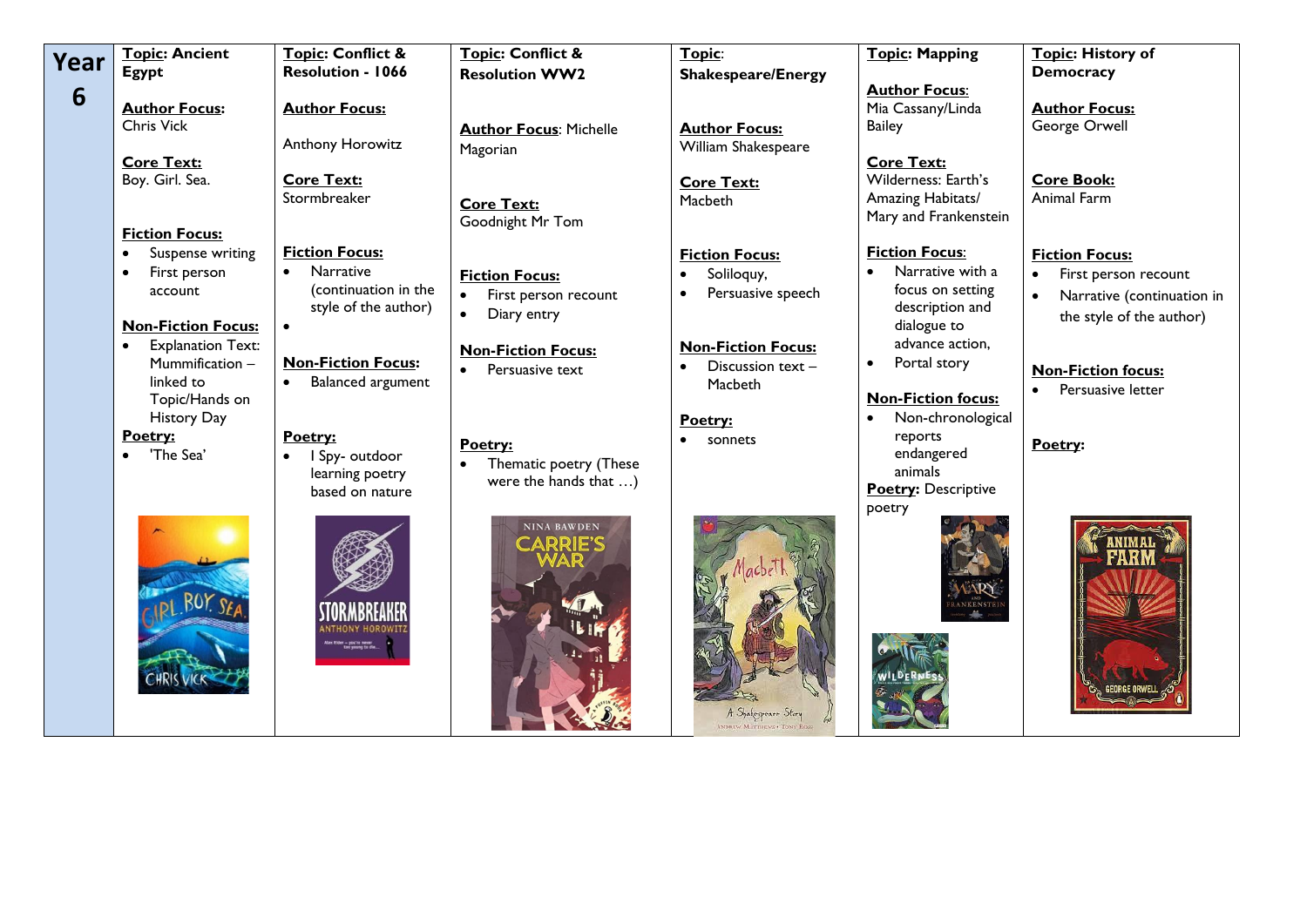| Year 6 | Topic: Ancient Egypt | Topic: Conflict & Resolution - 1066 | Topic: Conflict & Resolution WW2 | Topic: Shakespeare/Energy | Topic: Mapping | Topic: History of Democracy |
|---|---|---|---|---|---|---|
| | **Author Focus:** Chris Vick<br><br>**Core Text:** Boy. Girl. Sea.<br><br>**Fiction Focus:**<br>• Suspense writing<br>• First person account<br><br>**Non-Fiction Focus:**<br>• Explanation Text: Mummification – linked to Topic/Hands on History Day<br><br>**Poetry:**<br>• 'The Sea' | **Author Focus:** Anthony Horowitz<br><br>**Core Text:** Stormbreaker<br><br>**Fiction Focus:**<br>• Narrative (continuation in the style of the author)<br>•<br><br>**Non-Fiction Focus:**<br>• Balanced argument<br><br>**Poetry:**<br>• I Spy- outdoor learning poetry based on nature | **Author Focus**: Michelle Magorian<br><br>**Core Text:** Goodnight Mr Tom<br><br>**Fiction Focus:**<br>• First person recount<br>• Diary entry<br><br>**Non-Fiction Focus:**<br>• Persuasive text<br><br>**Poetry:**<br>• Thematic poetry (These were the hands that …) | **Author Focus:** William Shakespeare<br><br>**Core Text:** Macbeth<br><br>**Fiction Focus:**<br>• Soliloquy,<br>• Persuasive speech<br><br>**Non-Fiction Focus:**<br>• Discussion text – Macbeth<br><br>**Poetry:**<br>• sonnets | **Author Focus**: Mia Cassany/Linda Bailey<br><br>**Core Text:** Wilderness: Earth's Amazing Habitats/ Mary and Frankenstein<br><br>**Fiction Focus**:<br>• Narrative with a focus on setting description and dialogue to advance action,<br>• Portal story<br><br>**Non-Fiction focus:**<br>• Non-chronological reports endangered animals<br><br>**Poetry:** Descriptive poetry | **Author Focus:** George Orwell<br><br>**Core Book:** Animal Farm<br><br>**Fiction Focus:**<br>• First person recount<br>• Narrative (continuation in the style of the author)<br><br>**Non-Fiction focus:**<br>• Persuasive letter<br><br>**Poetry:** |